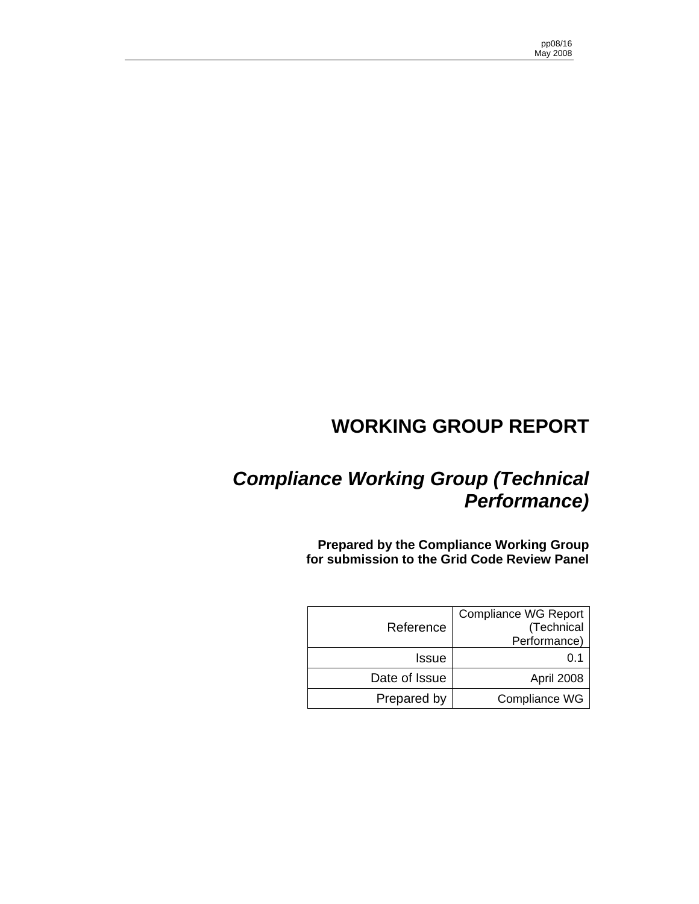pp08/16
May 2008

# WORKING GROUP REPORT

## *Compliance Working Group (Technical Performance)*

**Prepared by the Compliance Working Group for submission to the Grid Code Review Panel**

| | |
|---|---|
| Reference | Compliance WG Report (Technical Performance) |
| Issue | 0.1 |
| Date of Issue | April 2008 |
| Prepared by | Compliance WG |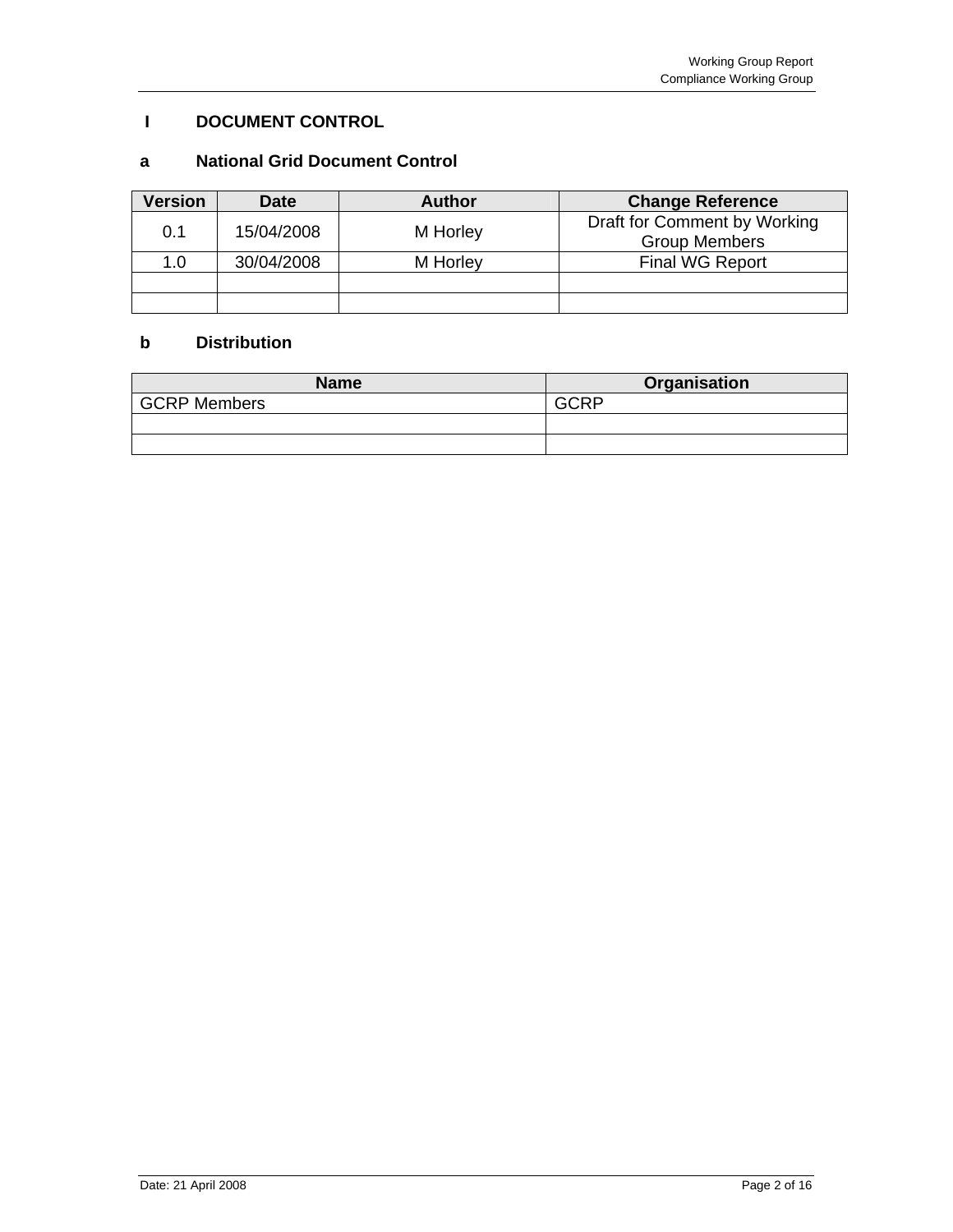# I DOCUMENT CONTROL

## a National Grid Document Control

| Version | Date | Author | Change Reference |
|---|---|---|---|
| 0.1 | 15/04/2008 | M Horley | Draft for Comment by Working Group Members |
| 1.0 | 30/04/2008 | M Horley | Final WG Report |
| | | | |
| | | | |

## b Distribution

| Name | Organisation |
|---|---|
| GCRP Members | GCRP |
| | |
| | |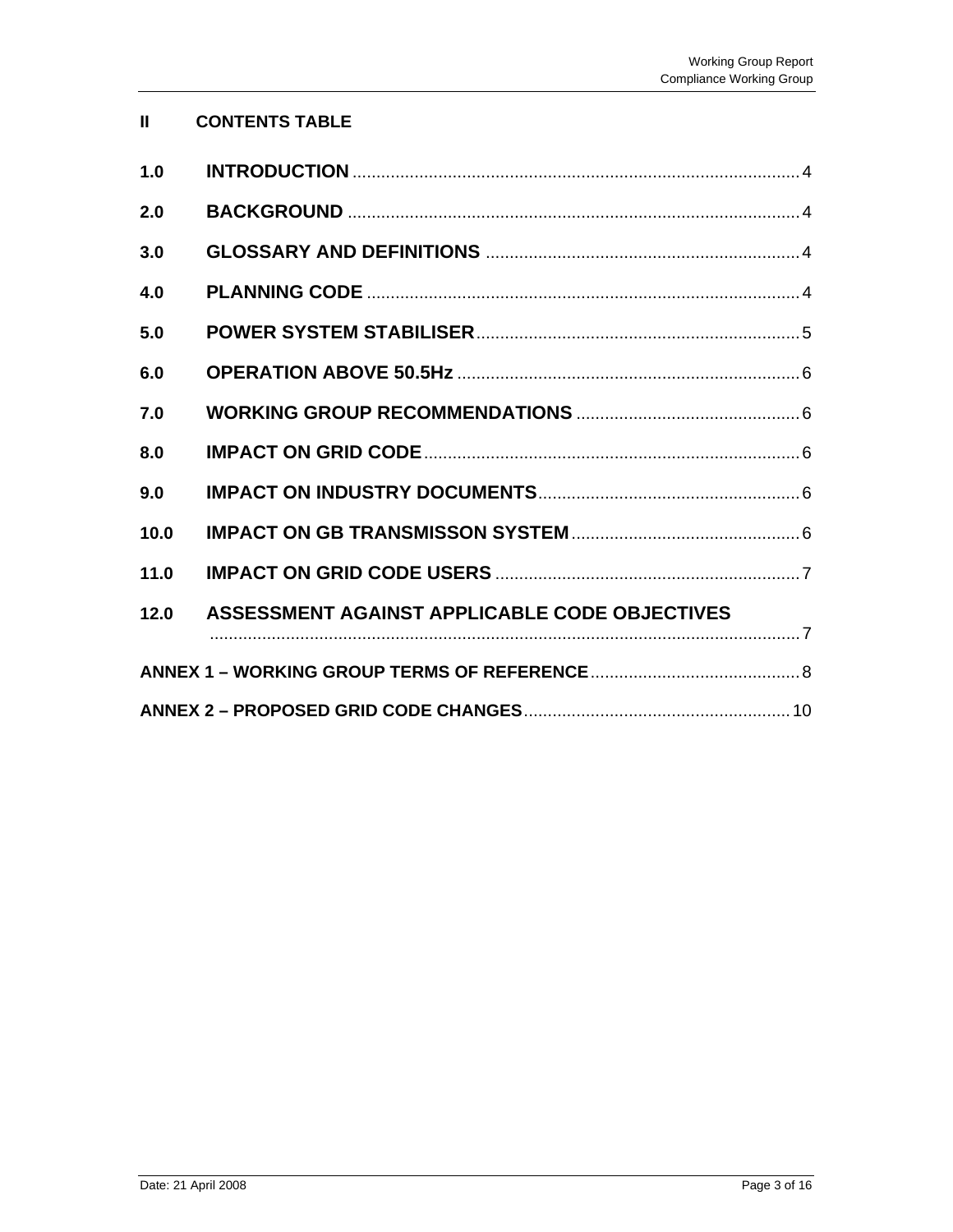## II CONTENTS TABLE

| | | |
|---|---|---|
| 1.0 | **INTRODUCTION** | 4 |
| 2.0 | **BACKGROUND** | 4 |
| 3.0 | **GLOSSARY AND DEFINITIONS** | 4 |
| 4.0 | **PLANNING CODE** | 4 |
| 5.0 | **POWER SYSTEM STABILISER** | 5 |
| 6.0 | **OPERATION ABOVE 50.5Hz** | 6 |
| 7.0 | **WORKING GROUP RECOMMENDATIONS** | 6 |
| 8.0 | **IMPACT ON GRID CODE** | 6 |
| 9.0 | **IMPACT ON INDUSTRY DOCUMENTS** | 6 |
| 10.0 | **IMPACT ON GB TRANSMISSON SYSTEM** | 6 |
| 11.0 | **IMPACT ON GRID CODE USERS** | 7 |
| 12.0 | **ASSESSMENT AGAINST APPLICABLE CODE OBJECTIVES** | 7 |
| | **ANNEX 1 – WORKING GROUP TERMS OF REFERENCE** | 8 |
| | **ANNEX 2 – PROPOSED GRID CODE CHANGES** | 10 |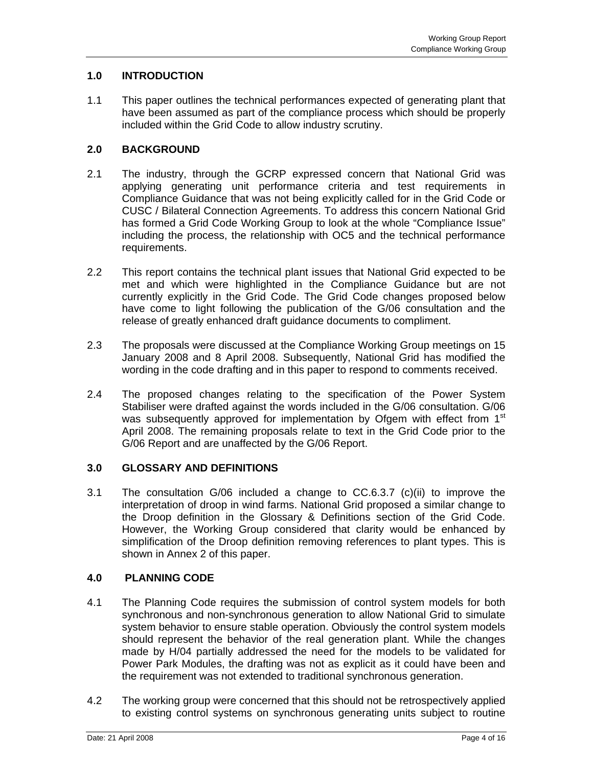## 1.0 INTRODUCTION

1.1 This paper outlines the technical performances expected of generating plant that have been assumed as part of the compliance process which should be properly included within the Grid Code to allow industry scrutiny.

## 2.0 BACKGROUND

2.1 The industry, through the GCRP expressed concern that National Grid was applying generating unit performance criteria and test requirements in Compliance Guidance that was not being explicitly called for in the Grid Code or CUSC / Bilateral Connection Agreements. To address this concern National Grid has formed a Grid Code Working Group to look at the whole "Compliance Issue" including the process, the relationship with OC5 and the technical performance requirements.

2.2 This report contains the technical plant issues that National Grid expected to be met and which were highlighted in the Compliance Guidance but are not currently explicitly in the Grid Code. The Grid Code changes proposed below have come to light following the publication of the G/06 consultation and the release of greatly enhanced draft guidance documents to compliment.

2.3 The proposals were discussed at the Compliance Working Group meetings on 15 January 2008 and 8 April 2008. Subsequently, National Grid has modified the wording in the code drafting and in this paper to respond to comments received.

2.4 The proposed changes relating to the specification of the Power System Stabiliser were drafted against the words included in the G/06 consultation. G/06 was subsequently approved for implementation by Ofgem with effect from 1st April 2008. The remaining proposals relate to text in the Grid Code prior to the G/06 Report and are unaffected by the G/06 Report.

## 3.0 GLOSSARY AND DEFINITIONS

3.1 The consultation G/06 included a change to CC.6.3.7 (c)(ii) to improve the interpretation of droop in wind farms. National Grid proposed a similar change to the Droop definition in the Glossary & Definitions section of the Grid Code. However, the Working Group considered that clarity would be enhanced by simplification of the Droop definition removing references to plant types. This is shown in Annex 2 of this paper.

## 4.0 PLANNING CODE

4.1 The Planning Code requires the submission of control system models for both synchronous and non-synchronous generation to allow National Grid to simulate system behavior to ensure stable operation. Obviously the control system models should represent the behavior of the real generation plant. While the changes made by H/04 partially addressed the need for the models to be validated for Power Park Modules, the drafting was not as explicit as it could have been and the requirement was not extended to traditional synchronous generation.

4.2 The working group were concerned that this should not be retrospectively applied to existing control systems on synchronous generating units subject to routine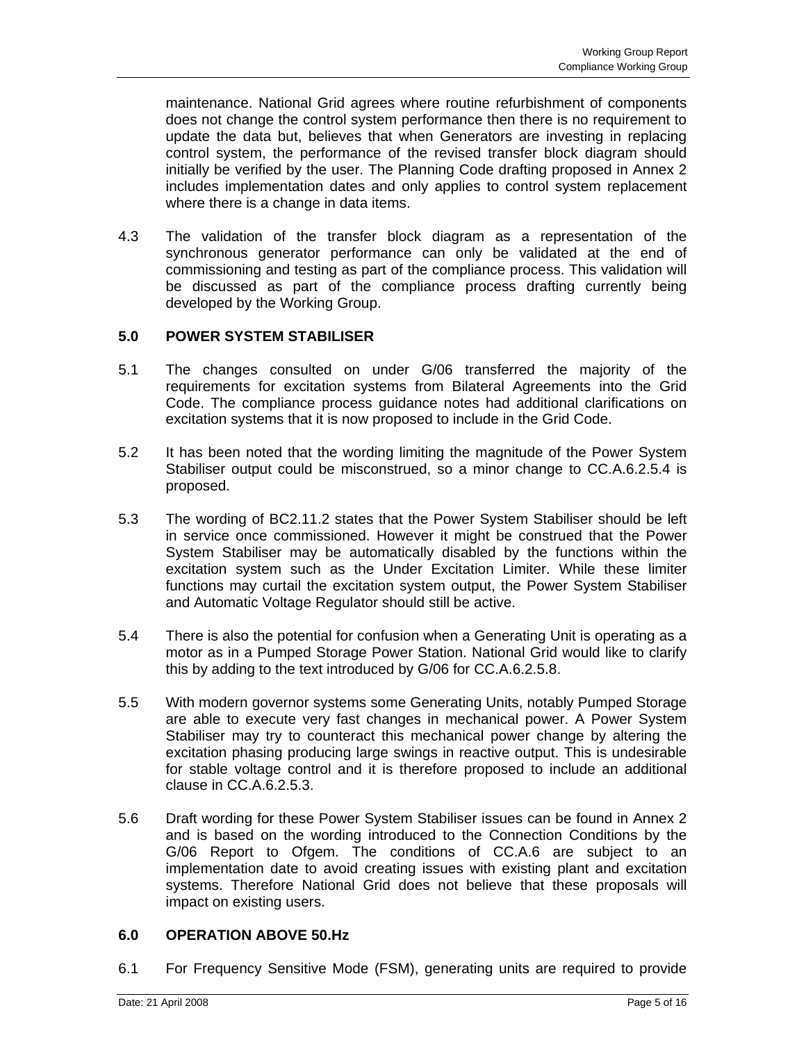maintenance. National Grid agrees where routine refurbishment of components does not change the control system performance then there is no requirement to update the data but, believes that when Generators are investing in replacing control system, the performance of the revised transfer block diagram should initially be verified by the user. The Planning Code drafting proposed in Annex 2 includes implementation dates and only applies to control system replacement where there is a change in data items.

4.3 The validation of the transfer block diagram as a representation of the synchronous generator performance can only be validated at the end of commissioning and testing as part of the compliance process. This validation will be discussed as part of the compliance process drafting currently being developed by the Working Group.

## 5.0 POWER SYSTEM STABILISER

5.1 The changes consulted on under G/06 transferred the majority of the requirements for excitation systems from Bilateral Agreements into the Grid Code. The compliance process guidance notes had additional clarifications on excitation systems that it is now proposed to include in the Grid Code.

5.2 It has been noted that the wording limiting the magnitude of the Power System Stabiliser output could be misconstrued, so a minor change to CC.A.6.2.5.4 is proposed.

5.3 The wording of BC2.11.2 states that the Power System Stabiliser should be left in service once commissioned. However it might be construed that the Power System Stabiliser may be automatically disabled by the functions within the excitation system such as the Under Excitation Limiter. While these limiter functions may curtail the excitation system output, the Power System Stabiliser and Automatic Voltage Regulator should still be active.

5.4 There is also the potential for confusion when a Generating Unit is operating as a motor as in a Pumped Storage Power Station. National Grid would like to clarify this by adding to the text introduced by G/06 for CC.A.6.2.5.8.

5.5 With modern governor systems some Generating Units, notably Pumped Storage are able to execute very fast changes in mechanical power. A Power System Stabiliser may try to counteract this mechanical power change by altering the excitation phasing producing large swings in reactive output. This is undesirable for stable voltage control and it is therefore proposed to include an additional clause in CC.A.6.2.5.3.

5.6 Draft wording for these Power System Stabiliser issues can be found in Annex 2 and is based on the wording introduced to the Connection Conditions by the G/06 Report to Ofgem. The conditions of CC.A.6 are subject to an implementation date to avoid creating issues with existing plant and excitation systems. Therefore National Grid does not believe that these proposals will impact on existing users.

## 6.0 OPERATION ABOVE 50.Hz

6.1 For Frequency Sensitive Mode (FSM), generating units are required to provide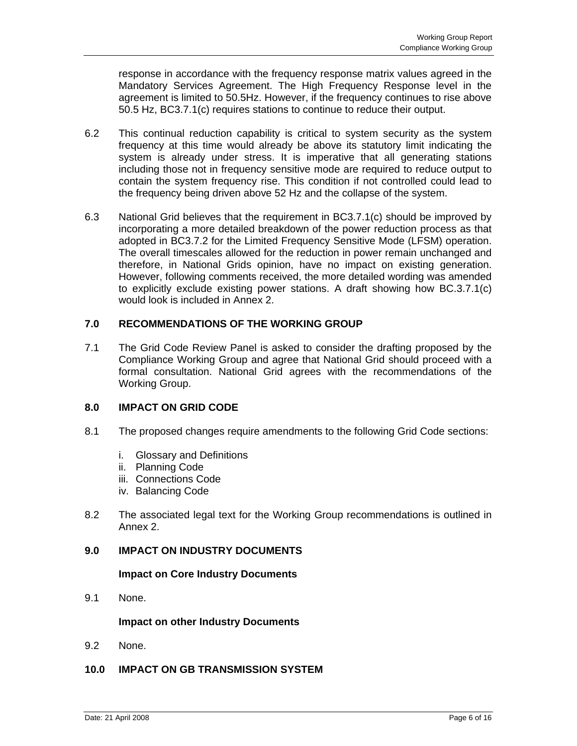response in accordance with the frequency response matrix values agreed in the Mandatory Services Agreement. The High Frequency Response level in the agreement is limited to 50.5Hz. However, if the frequency continues to rise above 50.5 Hz, BC3.7.1(c) requires stations to continue to reduce their output.

6.2 This continual reduction capability is critical to system security as the system frequency at this time would already be above its statutory limit indicating the system is already under stress. It is imperative that all generating stations including those not in frequency sensitive mode are required to reduce output to contain the system frequency rise. This condition if not controlled could lead to the frequency being driven above 52 Hz and the collapse of the system.

6.3 National Grid believes that the requirement in BC3.7.1(c) should be improved by incorporating a more detailed breakdown of the power reduction process as that adopted in BC3.7.2 for the Limited Frequency Sensitive Mode (LFSM) operation. The overall timescales allowed for the reduction in power remain unchanged and therefore, in National Grids opinion, have no impact on existing generation. However, following comments received, the more detailed wording was amended to explicitly exclude existing power stations. A draft showing how BC.3.7.1(c) would look is included in Annex 2.

## 7.0 RECOMMENDATIONS OF THE WORKING GROUP

7.1 The Grid Code Review Panel is asked to consider the drafting proposed by the Compliance Working Group and agree that National Grid should proceed with a formal consultation. National Grid agrees with the recommendations of the Working Group.

## 8.0 IMPACT ON GRID CODE

8.1 The proposed changes require amendments to the following Grid Code sections:

i. Glossary and Definitions
ii. Planning Code
iii. Connections Code
iv. Balancing Code

8.2 The associated legal text for the Working Group recommendations is outlined in Annex 2.

## 9.0 IMPACT ON INDUSTRY DOCUMENTS

**Impact on Core Industry Documents**

9.1 None.

**Impact on other Industry Documents**

9.2 None.

## 10.0 IMPACT ON GB TRANSMISSION SYSTEM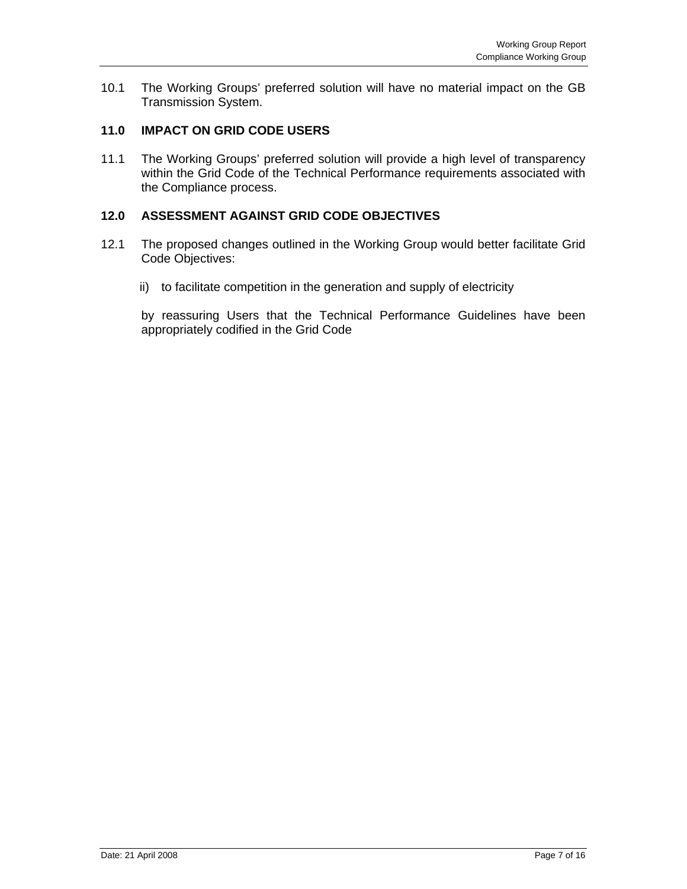10.1 The Working Groups' preferred solution will have no material impact on the GB Transmission System.

## 11.0 IMPACT ON GRID CODE USERS

11.1 The Working Groups' preferred solution will provide a high level of transparency within the Grid Code of the Technical Performance requirements associated with the Compliance process.

## 12.0 ASSESSMENT AGAINST GRID CODE OBJECTIVES

12.1 The proposed changes outlined in the Working Group would better facilitate Grid Code Objectives:

ii) to facilitate competition in the generation and supply of electricity

by reassuring Users that the Technical Performance Guidelines have been appropriately codified in the Grid Code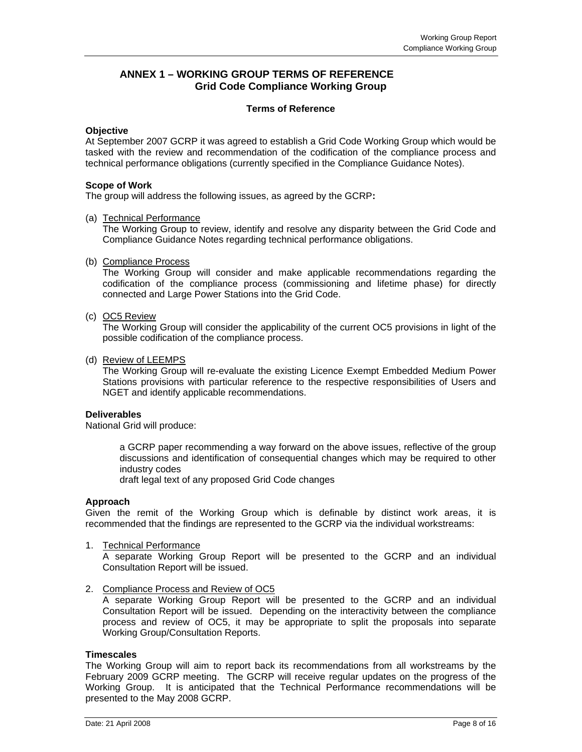# ANNEX 1 – WORKING GROUP TERMS OF REFERENCE
## Grid Code Compliance Working Group

### Terms of Reference

**Objective**
At September 2007 GCRP it was agreed to establish a Grid Code Working Group which would be tasked with the review and recommendation of the codification of the compliance process and technical performance obligations (currently specified in the Compliance Guidance Notes).

**Scope of Work**
The group will address the following issues, as agreed by the GCRP**:**

(a) Technical Performance
The Working Group to review, identify and resolve any disparity between the Grid Code and Compliance Guidance Notes regarding technical performance obligations.

(b) Compliance Process
The Working Group will consider and make applicable recommendations regarding the codification of the compliance process (commissioning and lifetime phase) for directly connected and Large Power Stations into the Grid Code.

(c) OC5 Review
The Working Group will consider the applicability of the current OC5 provisions in light of the possible codification of the compliance process.

(d) Review of LEEMPS
The Working Group will re-evaluate the existing Licence Exempt Embedded Medium Power Stations provisions with particular reference to the respective responsibilities of Users and NGET and identify applicable recommendations.

**Deliverables**
National Grid will produce:

a GCRP paper recommending a way forward on the above issues, reflective of the group discussions and identification of consequential changes which may be required to other industry codes
draft legal text of any proposed Grid Code changes

**Approach**
Given the remit of the Working Group which is definable by distinct work areas, it is recommended that the findings are represented to the GCRP via the individual workstreams:

1. Technical Performance
A separate Working Group Report will be presented to the GCRP and an individual Consultation Report will be issued.

2. Compliance Process and Review of OC5
A separate Working Group Report will be presented to the GCRP and an individual Consultation Report will be issued. Depending on the interactivity between the compliance process and review of OC5, it may be appropriate to split the proposals into separate Working Group/Consultation Reports.

**Timescales**
The Working Group will aim to report back its recommendations from all workstreams by the February 2009 GCRP meeting. The GCRP will receive regular updates on the progress of the Working Group. It is anticipated that the Technical Performance recommendations will be presented to the May 2008 GCRP.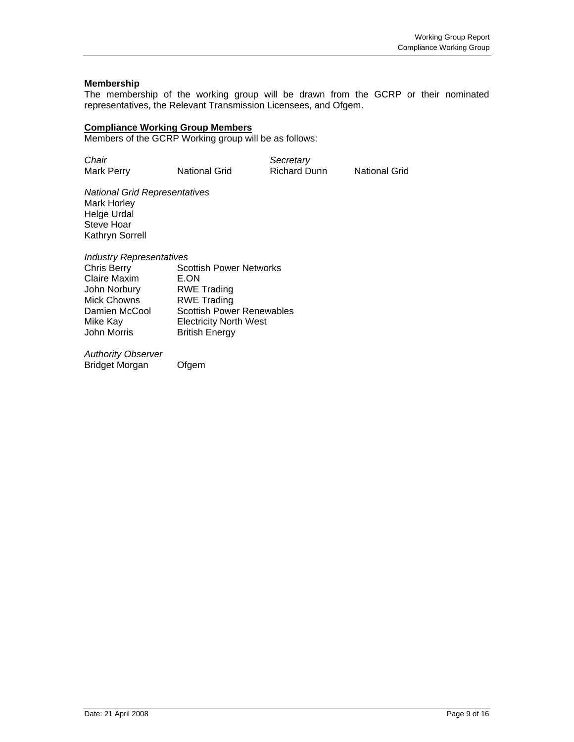**Membership**

The membership of the working group will be drawn from the GCRP or their nominated representatives, the Relevant Transmission Licensees, and Ofgem.

**Compliance Working Group Members**

Members of the GCRP Working group will be as follows:

| *Chair* | | *Secretary* | |
|---|---|---|---|
| Mark Perry | National Grid | Richard Dunn | National Grid |

*National Grid Representatives*

Mark Horley
Helge Urdal
Steve Hoar
Kathryn Sorrell

*Industry Representatives*

| | |
|---|---|
| Chris Berry | Scottish Power Networks |
| Claire Maxim | E.ON |
| John Norbury | RWE Trading |
| Mick Chowns | RWE Trading |
| Damien McCool | Scottish Power Renewables |
| Mike Kay | Electricity North West |
| John Morris | British Energy |

*Authority Observer*

Bridget Morgan Ofgem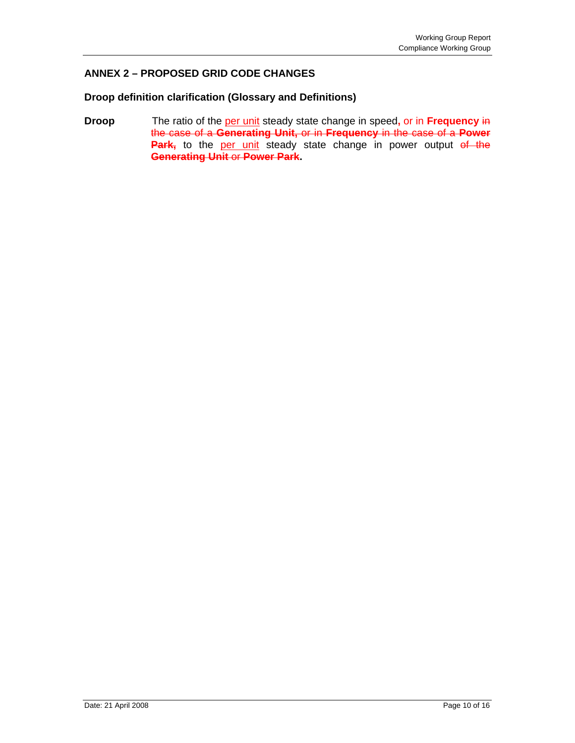## ANNEX 2 – PROPOSED GRID CODE CHANGES

### Droop definition clarification (Glossary and Definitions)

**Droop** The ratio of the <u>per unit</u> steady state change in speed**,** or in **Frequency** ~~in the case of a **Generating Unit**, or in **Frequency** in the case of a **Power Park**,~~ to the <u>per unit</u> steady state change in power output ~~of the **Generating Unit** or **Power Park**~~**.**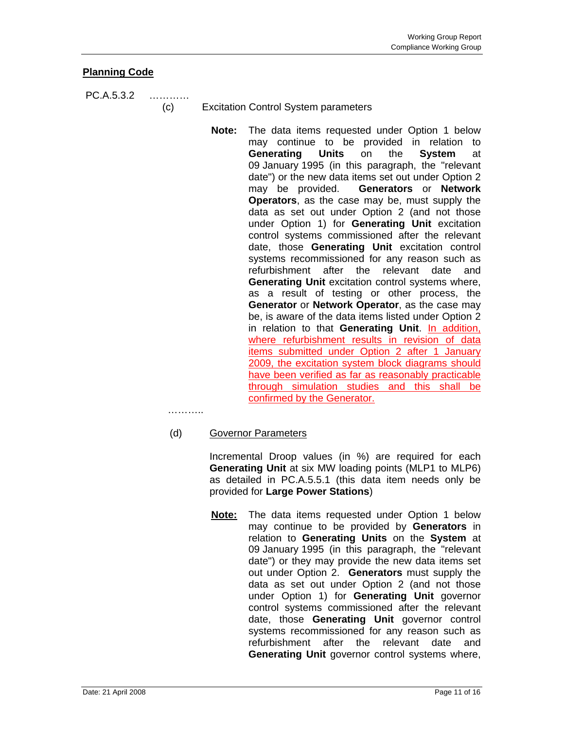## Planning Code

PC.A.5.3.2 …………

(c) Excitation Control System parameters

**Note:** The data items requested under Option 1 below may continue to be provided in relation to **Generating Units** on the **System** at 09 January 1995 (in this paragraph, the "relevant date") or the new data items set out under Option 2 may be provided. **Generators** or **Network Operators**, as the case may be, must supply the data as set out under Option 2 (and not those under Option 1) for **Generating Unit** excitation control systems commissioned after the relevant date, those **Generating Unit** excitation control systems recommissioned for any reason such as refurbishment after the relevant date and **Generating Unit** excitation control systems where, as a result of testing or other process, the **Generator** or **Network Operator**, as the case may be, is aware of the data items listed under Option 2 in relation to that **Generating Unit**. <u>In addition, where refurbishment results in revision of data items submitted under Option 2 after 1 January 2009, the excitation system block diagrams should have been verified as far as reasonably practicable through simulation studies and this shall be confirmed by the Generator.</u>

………..

(d) <u>Governor Parameters</u>

Incremental Droop values (in %) are required for each **Generating Unit** at six MW loading points (MLP1 to MLP6) as detailed in PC.A.5.5.1 (this data item needs only be provided for **Large Power Stations**)

**<u>Note:</u>** The data items requested under Option 1 below may continue to be provided by **Generators** in relation to **Generating Units** on the **System** at 09 January 1995 (in this paragraph, the "relevant date") or they may provide the new data items set out under Option 2. **Generators** must supply the data as set out under Option 2 (and not those under Option 1) for **Generating Unit** governor control systems commissioned after the relevant date, those **Generating Unit** governor control systems recommissioned for any reason such as refurbishment after the relevant date and **Generating Unit** governor control systems where,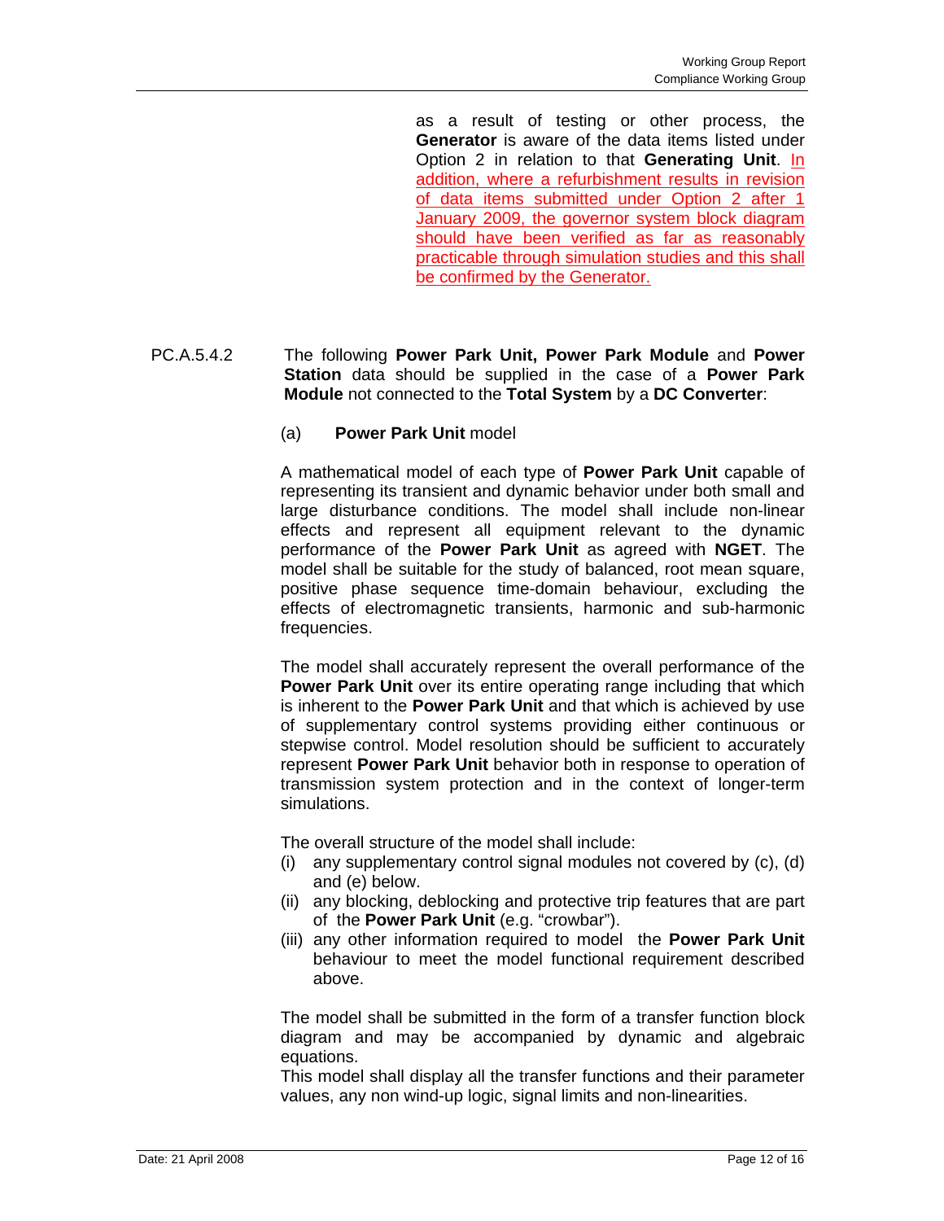as a result of testing or other process, the **Generator** is aware of the data items listed under Option 2 in relation to that **Generating Unit**. In addition, where a refurbishment results in revision of data items submitted under Option 2 after 1 January 2009, the governor system block diagram should have been verified as far as reasonably practicable through simulation studies and this shall be confirmed by the Generator.

PC.A.5.4.2 The following **Power Park Unit, Power Park Module** and **Power Station** data should be supplied in the case of a **Power Park Module** not connected to the **Total System** by a **DC Converter**:

(a) **Power Park Unit** model

A mathematical model of each type of **Power Park Unit** capable of representing its transient and dynamic behavior under both small and large disturbance conditions. The model shall include non-linear effects and represent all equipment relevant to the dynamic performance of the **Power Park Unit** as agreed with **NGET**. The model shall be suitable for the study of balanced, root mean square, positive phase sequence time-domain behaviour, excluding the effects of electromagnetic transients, harmonic and sub-harmonic frequencies.

The model shall accurately represent the overall performance of the **Power Park Unit** over its entire operating range including that which is inherent to the **Power Park Unit** and that which is achieved by use of supplementary control systems providing either continuous or stepwise control. Model resolution should be sufficient to accurately represent **Power Park Unit** behavior both in response to operation of transmission system protection and in the context of longer-term simulations.

The overall structure of the model shall include:

(i) any supplementary control signal modules not covered by (c), (d) and (e) below.

(ii) any blocking, deblocking and protective trip features that are part of the **Power Park Unit** (e.g. "crowbar").

(iii) any other information required to model the **Power Park Unit** behaviour to meet the model functional requirement described above.

The model shall be submitted in the form of a transfer function block diagram and may be accompanied by dynamic and algebraic equations.

This model shall display all the transfer functions and their parameter values, any non wind-up logic, signal limits and non-linearities.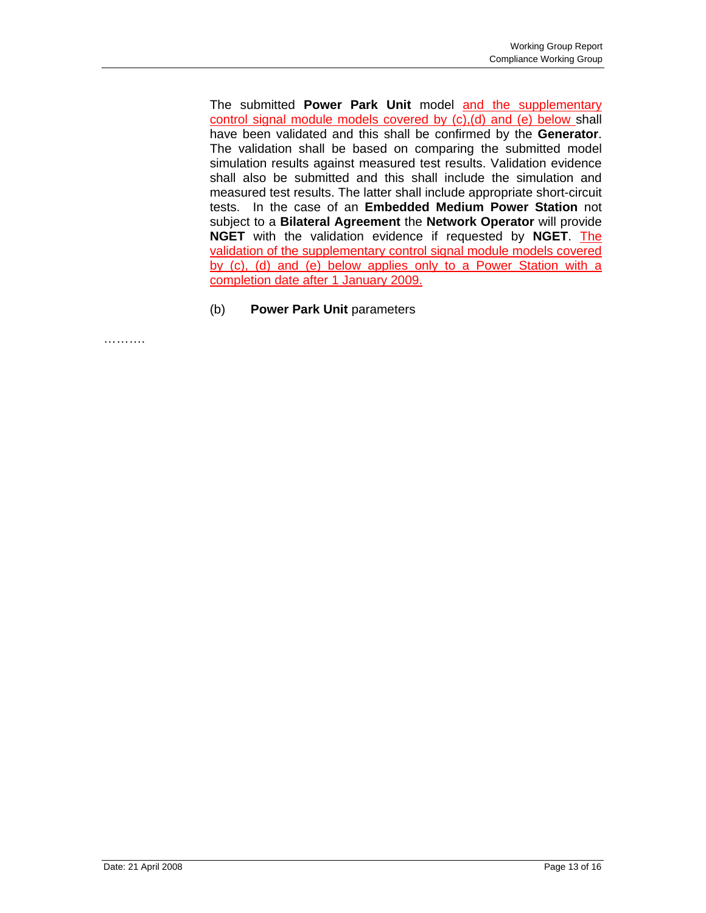The submitted **Power Park Unit** model and the supplementary control signal module models covered by (c),(d) and (e) below shall have been validated and this shall be confirmed by the **Generator**. The validation shall be based on comparing the submitted model simulation results against measured test results. Validation evidence shall also be submitted and this shall include the simulation and measured test results. The latter shall include appropriate short-circuit tests. In the case of an **Embedded Medium Power Station** not subject to a **Bilateral Agreement** the **Network Operator** will provide **NGET** with the validation evidence if requested by **NGET**. The validation of the supplementary control signal module models covered by (c), (d) and (e) below applies only to a Power Station with a completion date after 1 January 2009.

(b) **Power Park Unit** parameters

……….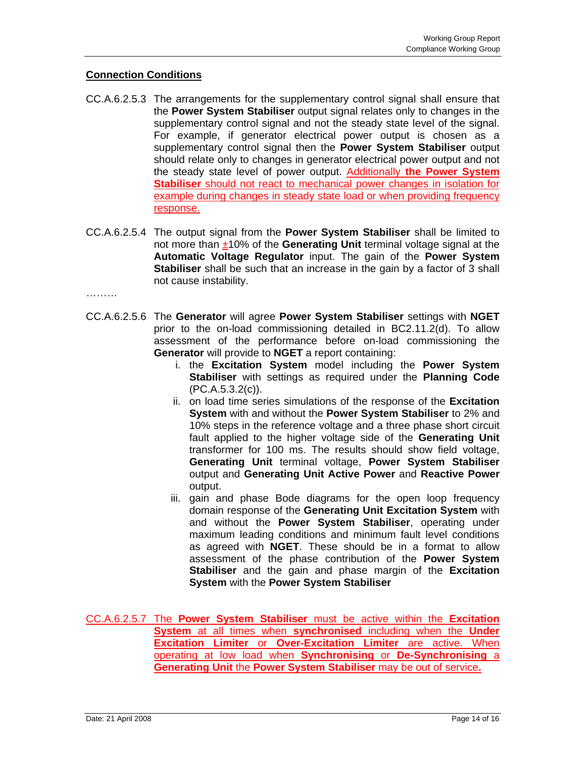## Connection Conditions

CC.A.6.2.5.3 The arrangements for the supplementary control signal shall ensure that the **Power System Stabiliser** output signal relates only to changes in the supplementary control signal and not the steady state level of the signal. For example, if generator electrical power output is chosen as a supplementary control signal then the **Power System Stabiliser** output should relate only to changes in generator electrical power output and not the steady state level of power output. Additionally **the Power System Stabiliser** should not react to mechanical power changes in isolation for example during changes in steady state load or when providing frequency response.

CC.A.6.2.5.4 The output signal from the **Power System Stabiliser** shall be limited to not more than ±10% of the **Generating Unit** terminal voltage signal at the **Automatic Voltage Regulator** input. The gain of the **Power System Stabiliser** shall be such that an increase in the gain by a factor of 3 shall not cause instability.

………

CC.A.6.2.5.6 The **Generator** will agree **Power System Stabiliser** settings with **NGET** prior to the on-load commissioning detailed in BC2.11.2(d). To allow assessment of the performance before on-load commissioning the **Generator** will provide to **NGET** a report containing:

i. the **Excitation System** model including the **Power System Stabiliser** with settings as required under the **Planning Code** (PC.A.5.3.2(c)).

ii. on load time series simulations of the response of the **Excitation System** with and without the **Power System Stabiliser** to 2% and 10% steps in the reference voltage and a three phase short circuit fault applied to the higher voltage side of the **Generating Unit** transformer for 100 ms. The results should show field voltage, **Generating Unit** terminal voltage, **Power System Stabiliser** output and **Generating Unit Active Power** and **Reactive Power** output.

iii. gain and phase Bode diagrams for the open loop frequency domain response of the **Generating Unit Excitation System** with and without the **Power System Stabiliser**, operating under maximum leading conditions and minimum fault level conditions as agreed with **NGET**. These should be in a format to allow assessment of the phase contribution of the **Power System Stabiliser** and the gain and phase margin of the **Excitation System** with the **Power System Stabiliser**

CC.A.6.2.5.7 The **Power System Stabiliser** must be active within the **Excitation System** at all times when **synchronised** including when the **Under Excitation Limiter** or **Over-Excitation Limiter** are active. When operating at low load when **Synchronising** or **De-Synchronising** a **Generating Unit** the **Power System Stabiliser** may be out of service**.**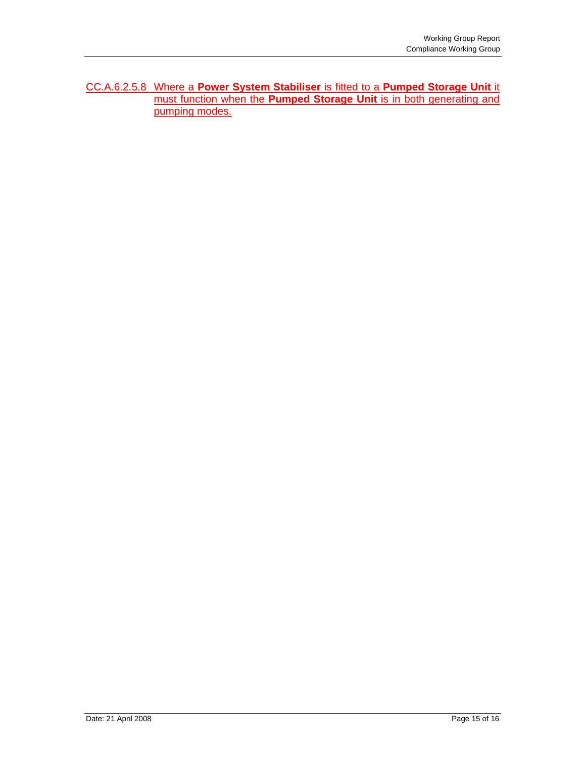CC.A.6.2.5.8 Where a **Power System Stabiliser** is fitted to a **Pumped Storage Unit** it must function when the **Pumped Storage Unit** is in both generating and pumping modes.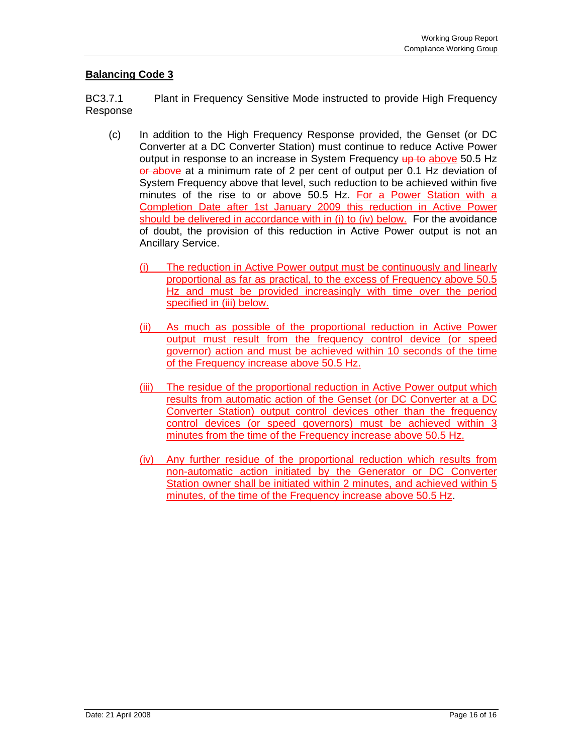## Balancing Code 3

BC3.7.1 Plant in Frequency Sensitive Mode instructed to provide High Frequency Response

(c) In addition to the High Frequency Response provided, the Genset (or DC Converter at a DC Converter Station) must continue to reduce Active Power output in response to an increase in System Frequency ~~up to~~ above 50.5 Hz ~~or above~~ at a minimum rate of 2 per cent of output per 0.1 Hz deviation of System Frequency above that level, such reduction to be achieved within five minutes of the rise to or above 50.5 Hz. For a Power Station with a Completion Date after 1st January 2009 this reduction in Active Power should be delivered in accordance with in (i) to (iv) below. For the avoidance of doubt, the provision of this reduction in Active Power output is not an Ancillary Service.

(i) The reduction in Active Power output must be continuously and linearly proportional as far as practical, to the excess of Frequency above 50.5 Hz and must be provided increasingly with time over the period specified in (iii) below.

(ii) As much as possible of the proportional reduction in Active Power output must result from the frequency control device (or speed governor) action and must be achieved within 10 seconds of the time of the Frequency increase above 50.5 Hz.

(iii) The residue of the proportional reduction in Active Power output which results from automatic action of the Genset (or DC Converter at a DC Converter Station) output control devices other than the frequency control devices (or speed governors) must be achieved within 3 minutes from the time of the Frequency increase above 50.5 Hz.

(iv) Any further residue of the proportional reduction which results from non-automatic action initiated by the Generator or DC Converter Station owner shall be initiated within 2 minutes, and achieved within 5 minutes, of the time of the Frequency increase above 50.5 Hz.